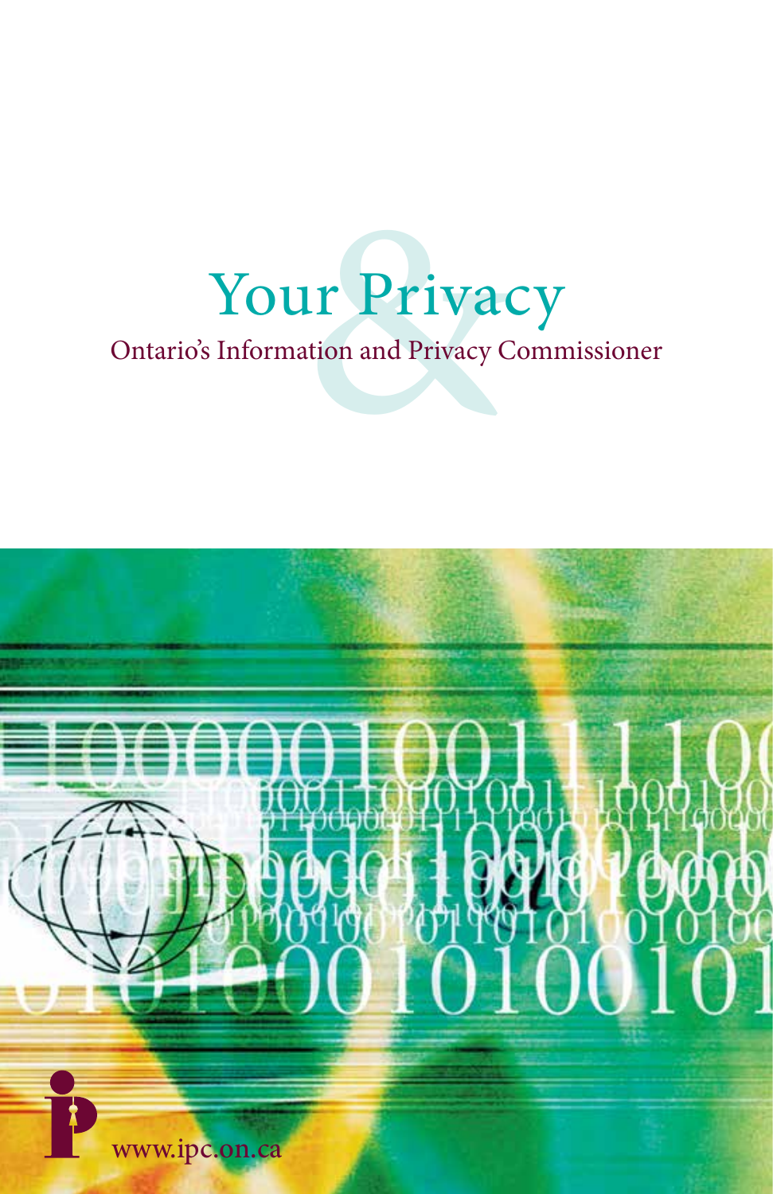# Your Privacy &

## Ontario's Information and Privacy Commissioner

www.ipc.on.ca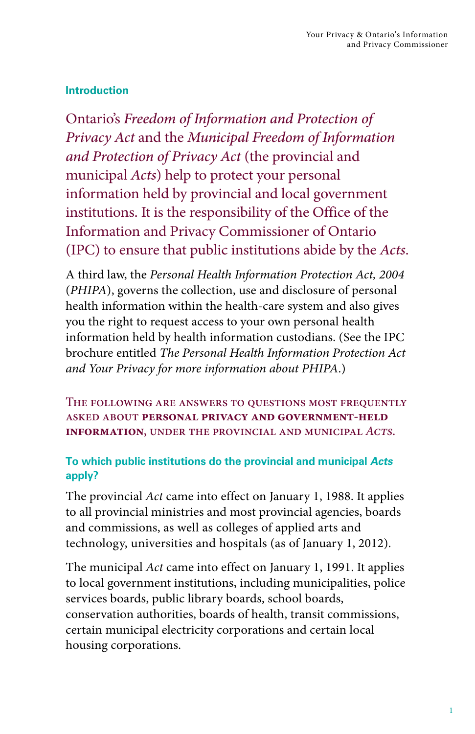## Introduction

Ontario's *Freedom of Information and Protection of Privacy Act* and the *Municipal Freedom of Information and Protection of Privacy Act* (the provincial and municipal *Acts*) help to protect your personal information held by provincial and local government institutions. It is the responsibility of the Office of the Information and Privacy Commissioner of Ontario (IPC) to ensure that public institutions abide by the *Acts*.

A third law, the *Personal Health Information Protection Act, 2004* (*PHIPA*), governs the collection, use and disclosure of personal health information within the health-care system and also gives you the right to request access to your own personal health information held by health information custodians. (See the IPC brochure entitled *The Personal Health Information Protection Act and Your Privacy for more information about PHIPA*.)

The following are answers to questions most frequently asked about **personal privacy and government-held information**, under the provincial and municipal *Acts*.

### To which public institutions do the provincial and municipal *Acts* apply?

The provincial *Act* came into effect on January 1, 1988. It applies to all provincial ministries and most provincial agencies, boards and commissions, as well as colleges of applied arts and technology, universities and hospitals (as of January 1, 2012).

The municipal *Act* came into effect on January 1, 1991. It applies to local government institutions, including municipalities, police services boards, public library boards, school boards, conservation authorities, boards of health, transit commissions, certain municipal electricity corporations and certain local housing corporations.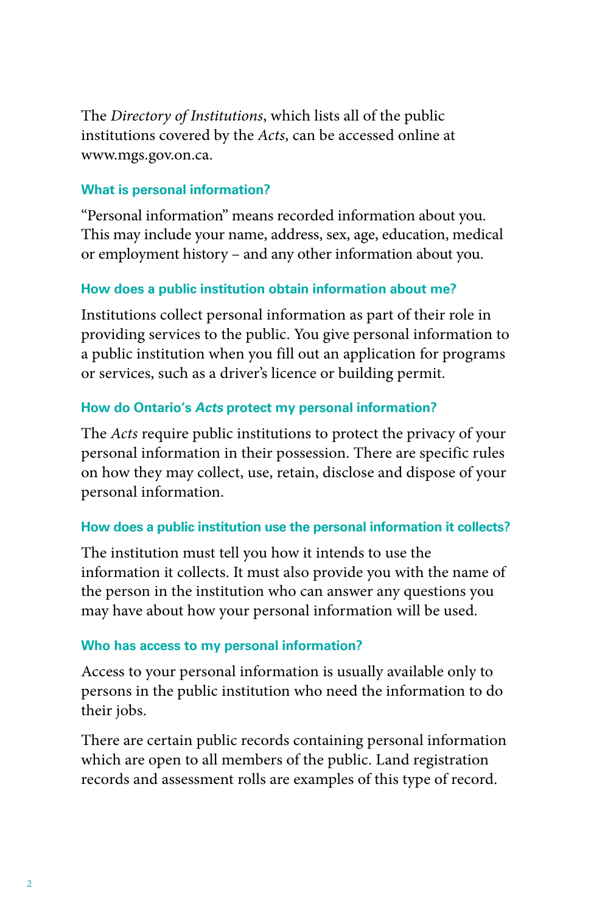The *Directory of Institutions*, which lists all of the public institutions covered by the *Acts*, can be accessed online at www.mgs.gov.on.ca.

### What is personal information?

"Personal information" means recorded information about you. This may include your name, address, sex, age, education, medical or employment history – and any other information about you.

### How does a public institution obtain information about me?

Institutions collect personal information as part of their role in providing services to the public. You give personal information to a public institution when you fill out an application for programs or services, such as a driver's licence or building permit.

### How do Ontario's *Acts* protect my personal information?

The *Acts* require public institutions to protect the privacy of your personal information in their possession. There are specific rules on how they may collect, use, retain, disclose and dispose of your personal information.

### How does a public institution use the personal information it collects?

The institution must tell you how it intends to use the information it collects. It must also provide you with the name of the person in the institution who can answer any questions you may have about how your personal information will be used.

### Who has access to my personal information?

Access to your personal information is usually available only to persons in the public institution who need the information to do their jobs.

There are certain public records containing personal information which are open to all members of the public. Land registration records and assessment rolls are examples of this type of record.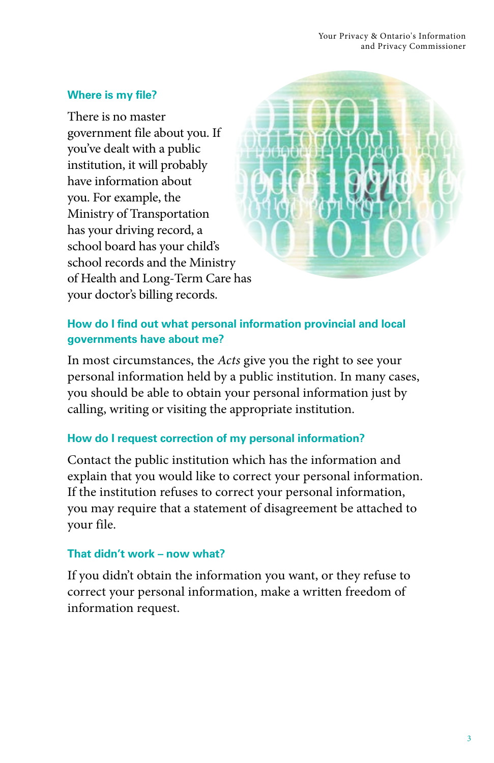### Where is my file?

There is no master government file about you. If you've dealt with a public institution, it will probably have information about you. For example, the Ministry of Transportation has your driving record, a school board has your child's school records and the Ministry of Health and Long-Term Care has your doctor's billing records.

### How do I find out what personal information provincial and local governments have about me?

In most circumstances, the *Acts* give you the right to see your personal information held by a public institution. In many cases, you should be able to obtain your personal information just by calling, writing or visiting the appropriate institution.

### How do I request correction of my personal information?

Contact the public institution which has the information and explain that you would like to correct your personal information. If the institution refuses to correct your personal information, you may require that a statement of disagreement be attached to your file.

### That didn't work – now what?

If you didn't obtain the information you want, or they refuse to correct your personal information, make a written freedom of information request.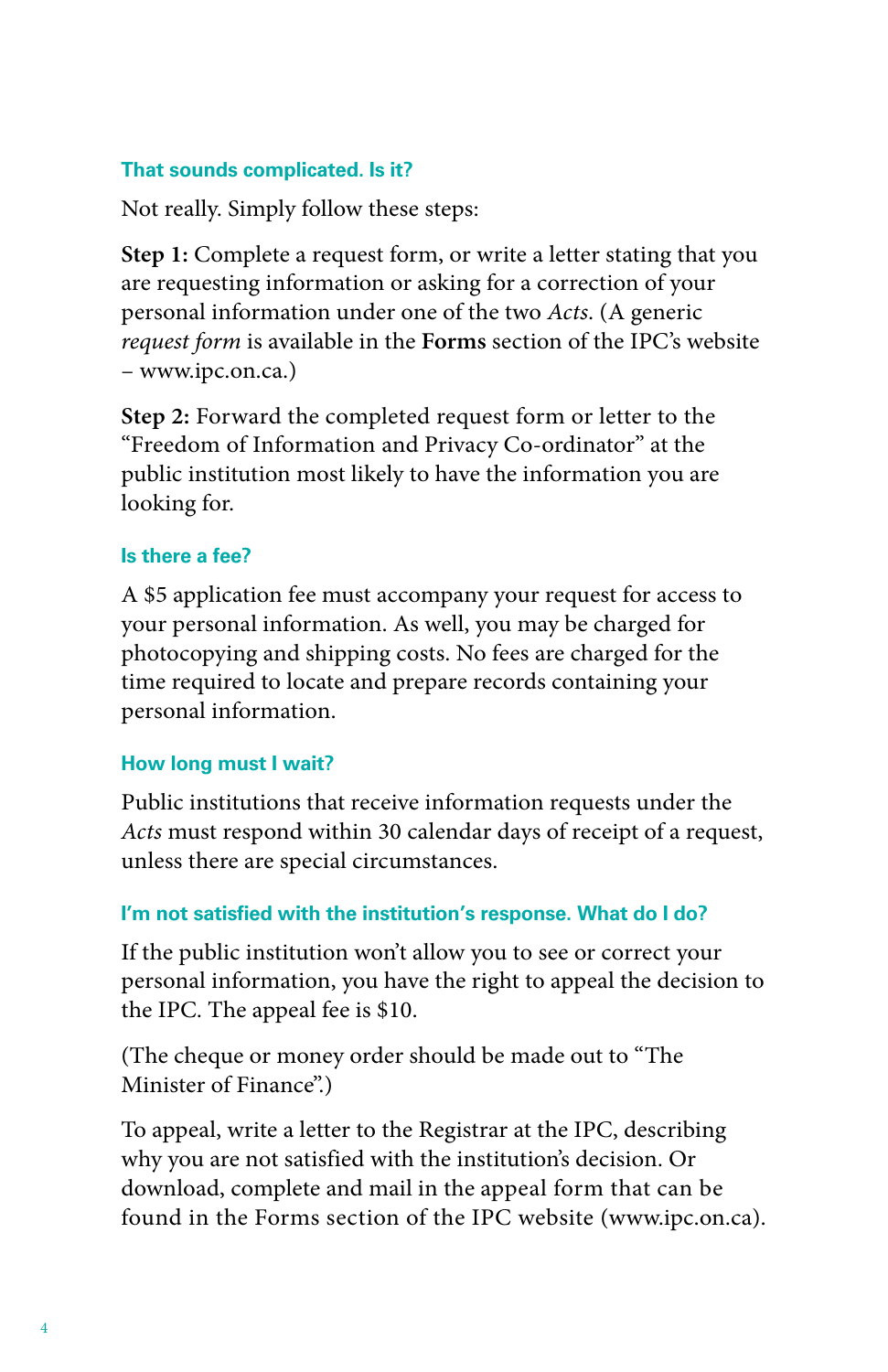### That sounds complicated. Is it?

Not really. Simply follow these steps:

**Step 1:** Complete a request form, or write a letter stating that you are requesting information or asking for a correction of your personal information under one of the two *Acts*. (A generic *request form* is available in the **Forms** section of the IPC's website – www.ipc.on.ca.)

**Step 2:** Forward the completed request form or letter to the "Freedom of Information and Privacy Co-ordinator" at the public institution most likely to have the information you are looking for.

### Is there a fee?

A $5 application fee must accompany your request for access to your personal information. As well, you may be charged for photocopying and shipping costs. No fees are charged for the time required to locate and prepare records containing your personal information.

### How long must I wait?

Public institutions that receive information requests under the *Acts* must respond within 30 calendar days of receipt of a request, unless there are special circumstances.

### I'm not satisfied with the institution's response. What do I do?

If the public institution won't allow you to see or correct your personal information, you have the right to appeal the decision to the IPC. The appeal fee is $10.

(The cheque or money order should be made out to "The Minister of Finance".)

To appeal, write a letter to the Registrar at the IPC, describing why you are not satisfied with the institution's decision. Or download, complete and mail in the appeal form that can be found in the Forms section of the IPC website (www.ipc.on.ca).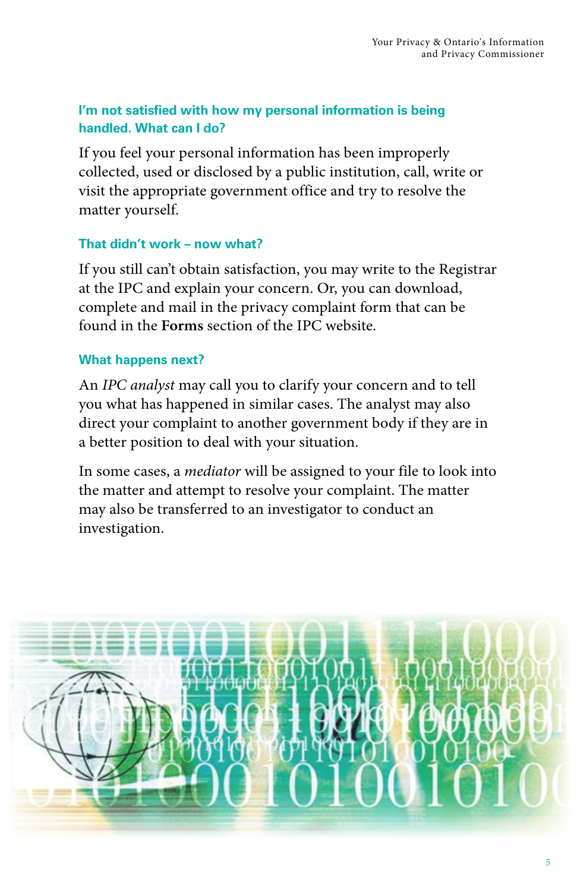### I'm not satisfied with how my personal information is being handled. What can I do?

If you feel your personal information has been improperly collected, used or disclosed by a public institution, call, write or visit the appropriate government office and try to resolve the matter yourself.

### That didn't work – now what?

If you still can't obtain satisfaction, you may write to the Registrar at the IPC and explain your concern. Or, you can download, complete and mail in the privacy complaint form that can be found in the **Forms** section of the IPC website.

### What happens next?

An *IPC analyst* may call you to clarify your concern and to tell you what has happened in similar cases. The analyst may also direct your complaint to another government body if they are in a better position to deal with your situation.

In some cases, a *mediator* will be assigned to your file to look into the matter and attempt to resolve your complaint. The matter may also be transferred to an investigator to conduct an investigation.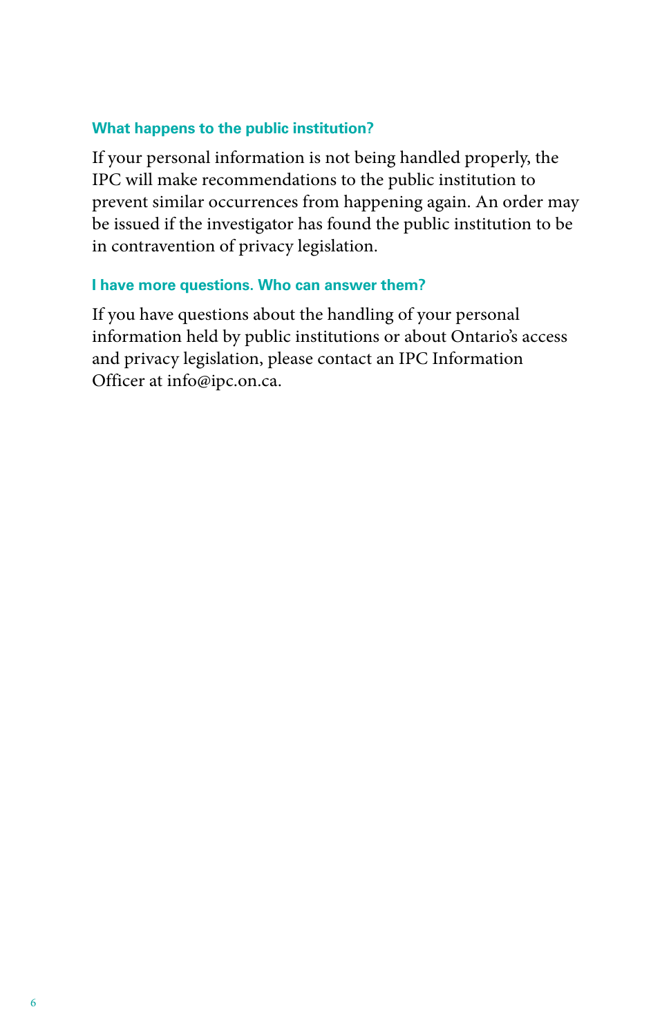### What happens to the public institution?

If your personal information is not being handled properly, the IPC will make recommendations to the public institution to prevent similar occurrences from happening again. An order may be issued if the investigator has found the public institution to be in contravention of privacy legislation.

### I have more questions. Who can answer them?

If you have questions about the handling of your personal information held by public institutions or about Ontario's access and privacy legislation, please contact an IPC Information Officer at info@ipc.on.ca.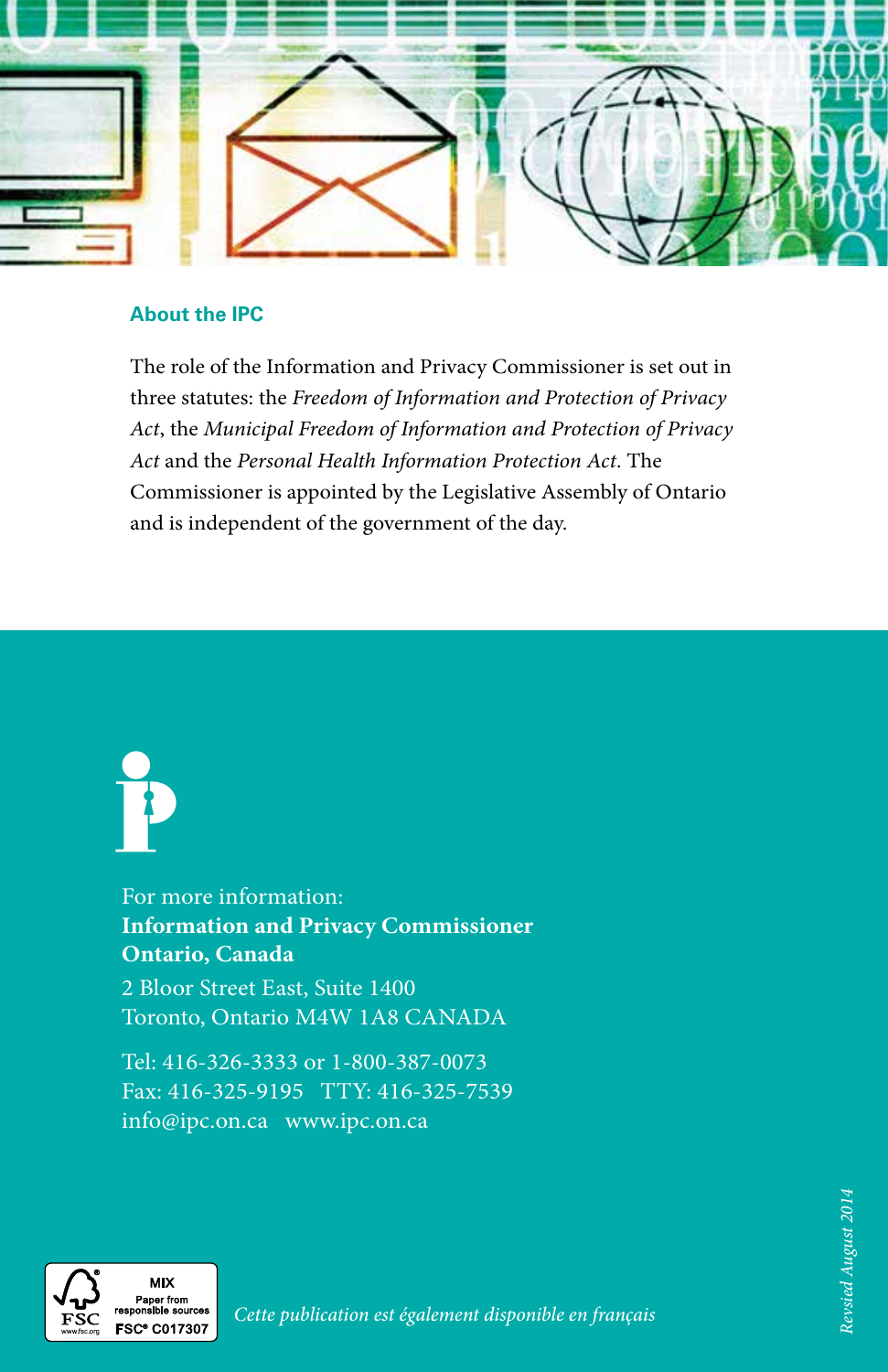## About the IPC

The role of the Information and Privacy Commissioner is set out in three statutes: the *Freedom of Information and Protection of Privacy Act*, the *Municipal Freedom of Information and Protection of Privacy Act* and the *Personal Health Information Protection Act*. The Commissioner is appointed by the Legislative Assembly of Ontario and is independent of the government of the day.

For more information:
**Information and Privacy Commissioner**
**Ontario, Canada**
2 Bloor Street East, Suite 1400
Toronto, Ontario M4W 1A8 CANADA

Tel: 416-326-3333 or 1-800-387-0073
Fax: 416-325-9195   TTY: 416-325-7539
info@ipc.on.ca   www.ipc.on.ca

MIX
Paper from responsible sources
FSC® C017307

*Cette publication est également disponible en français*

*Revsied August 2014*